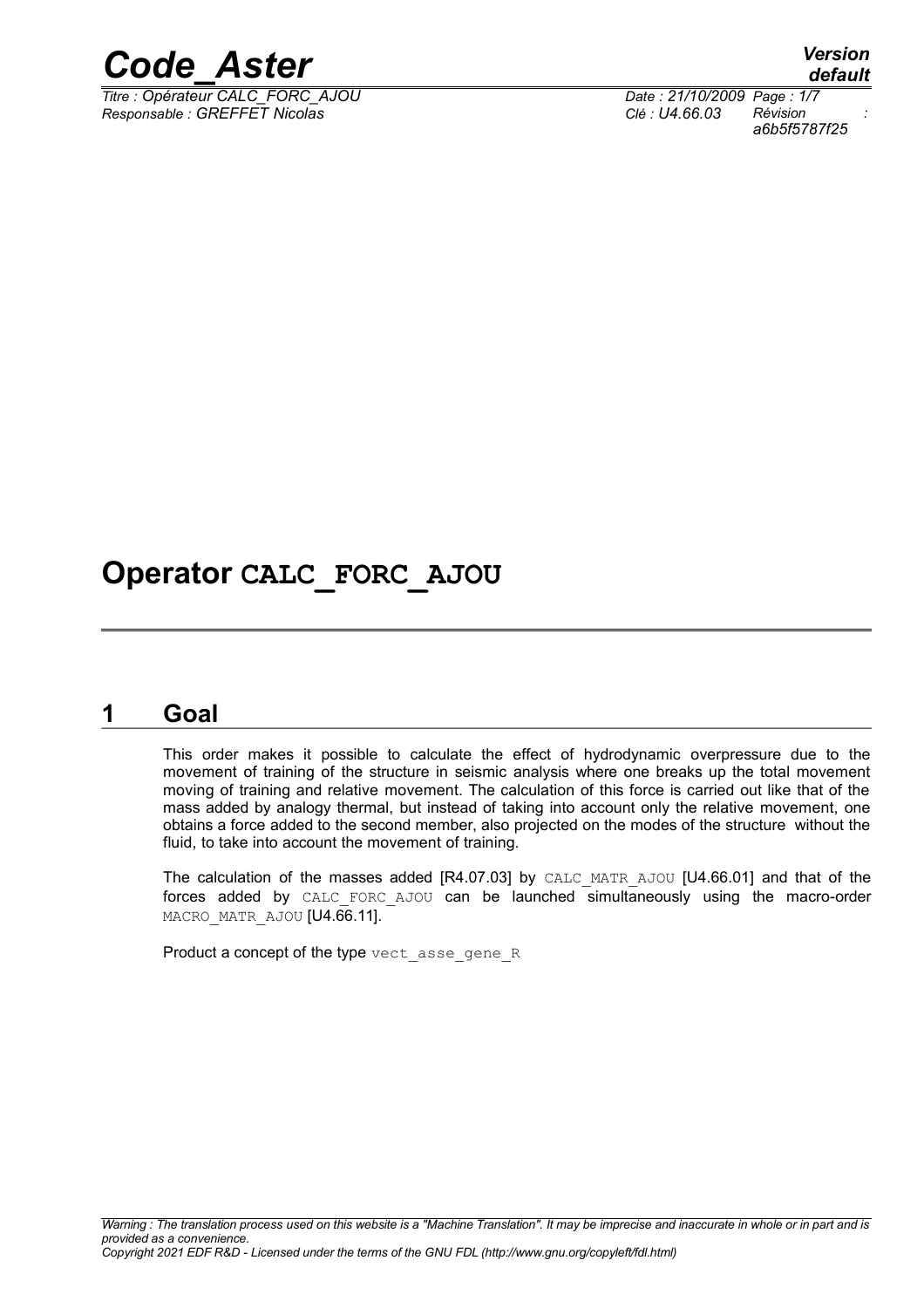# Operator CALC_FORC_AJOU

## 1 Goal

This order makes it possible to calculate the effect of hydrodynamic overpressure due to the movement of training of the structure in seismic analysis where one breaks up the total movement moving of training and relative movement. The calculation of this force is carried out like that of the mass added by analogy thermal, but instead of taking into account only the relative movement, one obtains a force added to the second member, also projected on the modes of the structure without the fluid, to take into account the movement of training.

The calculation of the masses added [R4.07.03] by CALC_MATR_AJOU [U4.66.01] and that of the forces added by CALC_FORC_AJOU can be launched simultaneously using the macro-order MACRO_MATR_AJOU [U4.66.11].

Product a concept of the type vect_asse_gene_R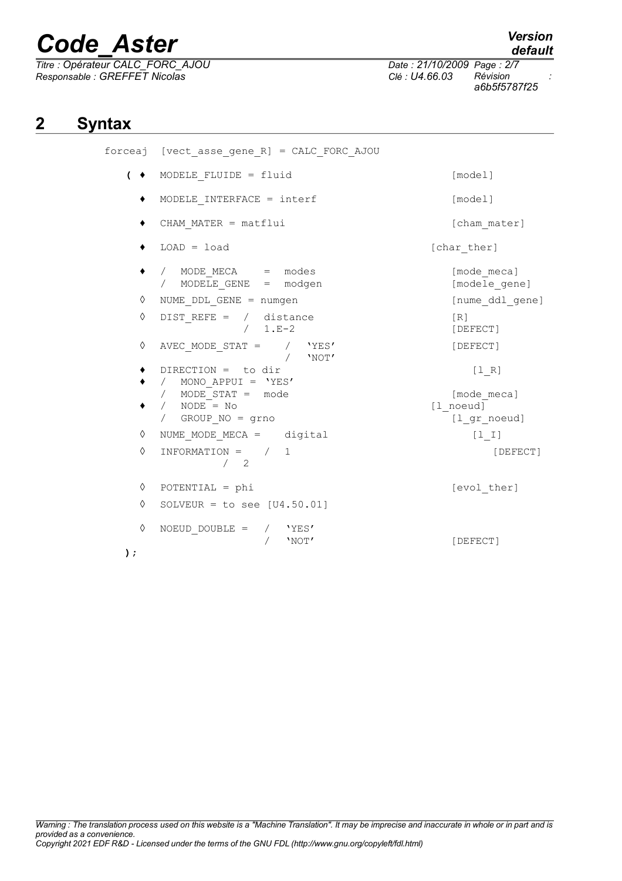## 2 Syntax

```
forceaj  [vect_asse_gene_R] = CALC_FORC_AJOU

   ( ♦  MODELE_FLUIDE = fluid                        [model]

     ♦  MODELE_INTERFACE = interf                    [model]

     ♦  CHAM_MATER = matflui                         [cham_mater]

     ♦  LOAD = load                                 [char_ther]

     ♦  /  MODE_MECA    =  modes                     [mode_meca]
        /  MODELE_GENE  =  modgen                    [modele_gene]
     ◊  NUME_DDL_GENE = numgen                       [nume_ddl_gene]
     ◊  DIST_REFE =  /  distance                     [R]
                     /  1.E-2                        [DEFECT]
     ◊  AVEC_MODE_STAT =   /  'YES'                  [DEFECT]
                           /  'NOT'
     ♦  DIRECTION =  to dir                             [l_R]
     ♦  /  MONO_APPUI = 'YES'
        /  MODE_STAT =  mode                         [mode_meca]
     ♦  /  NODE = No                                [l_noeud]
        /  GROUP_NO = grno                              [l_gr_noeud]
     ◊  NUME_MODE_MECA =    digital                     [l_I]
     ◊  INFORMATION =   /  1                              [DEFECT]
                     /  2

     ◊  POTENTIAL = phi                              [evol_ther]
     ◊  SOLVEUR = to see [U4.50.01]

     ◊  NOEUD_DOUBLE =   /  'YES'
                         /  'NOT'                    [DEFECT]
   );
```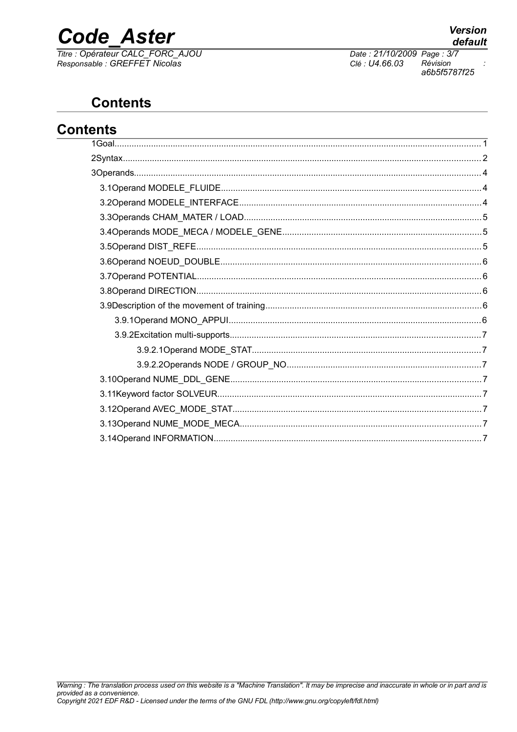## Contents

# Contents

1Goal.................................................................................................................................................. 1

2Syntax................................................................................................................................................ 2

3Operands............................................................................................................................................ 4

3.1Operand MODELE_FLUIDE......................................................................................................... 4

3.2Operand MODELE_INTERFACE.................................................................................................. 4

3.3Operands CHAM_MATER / LOAD................................................................................................ 5

3.4Operands MODE_MECA / MODELE_GENE................................................................................ 5

3.5Operand DIST_REFE.................................................................................................................... 5

3.6Operand NOEUD_DOUBLE.......................................................................................................... 6

3.7Operand POTENTIAL.................................................................................................................... 6

3.8Operand DIRECTION.................................................................................................................... 6

3.9Description of the movement of training........................................................................................ 6

3.9.1Operand MONO_APPUI....................................................................................................... 6

3.9.2Excitation multi-supports...................................................................................................... 7

3.9.2.1Operand MODE_STAT............................................................................................. 7

3.9.2.2Operands NODE / GROUP_NO............................................................................... 7

3.10Operand NUME_DDL_GENE...................................................................................................... 7

3.11Keyword factor SOLVEUR........................................................................................................... 7

3.12Operand AVEC_MODE_STAT..................................................................................................... 7

3.13Operand NUME_MODE_MECA................................................................................................... 7

3.14Operand INFORMATION............................................................................................................. 7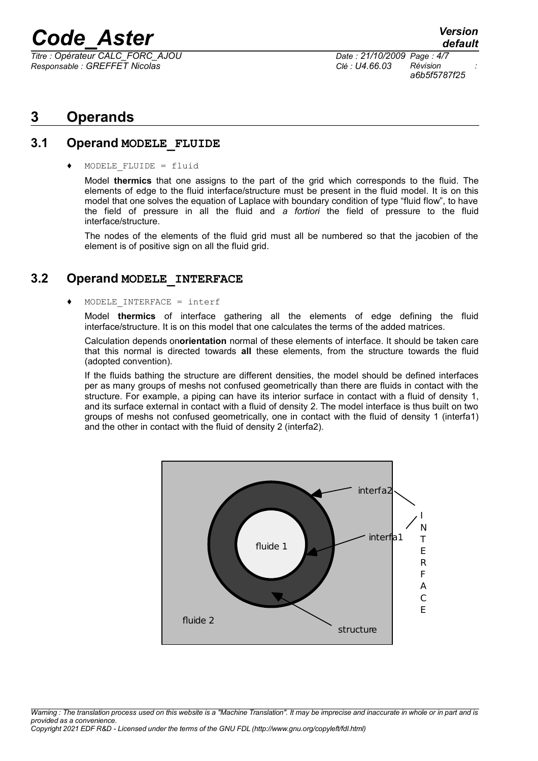# 3 Operands

## 3.1 Operand MODELE_FLUIDE

♦ `MODELE_FLUIDE = fluid`

Model **thermics** that one assigns to the part of the grid which corresponds to the fluid. The elements of edge to the fluid interface/structure must be present in the fluid model. It is on this model that one solves the equation of Laplace with boundary condition of type "fluid flow", to have the field of pressure in all the fluid and *a fortiori* the field of pressure to the fluid interface/structure.

The nodes of the elements of the fluid grid must all be numbered so that the jacobien of the element is of positive sign on all the fluid grid.

## 3.2 Operand MODELE_INTERFACE

♦ `MODELE_INTERFACE = interf`

Model **thermics** of interface gathering all the elements of edge defining the fluid interface/structure. It is on this model that one calculates the terms of the added matrices.

Calculation depends on**orientation** normal of these elements of interface. It should be taken care that this normal is directed towards **all** these elements, from the structure towards the fluid (adopted convention).

If the fluids bathing the structure are different densities, the model should be defined interfaces per as many groups of meshs not confused geometrically than there are fluids in contact with the structure. For example, a piping can have its interior surface in contact with a fluid of density 1, and its surface external in contact with a fluid of density 2. The model interface is thus built on two groups of meshs not confused geometrically, one in contact with the fluid of density 1 (interfa1) and the other in contact with the fluid of density 2 (interfa2).

interfa2

interfa1

fluide 1

fluide 2

structure

INTERFACE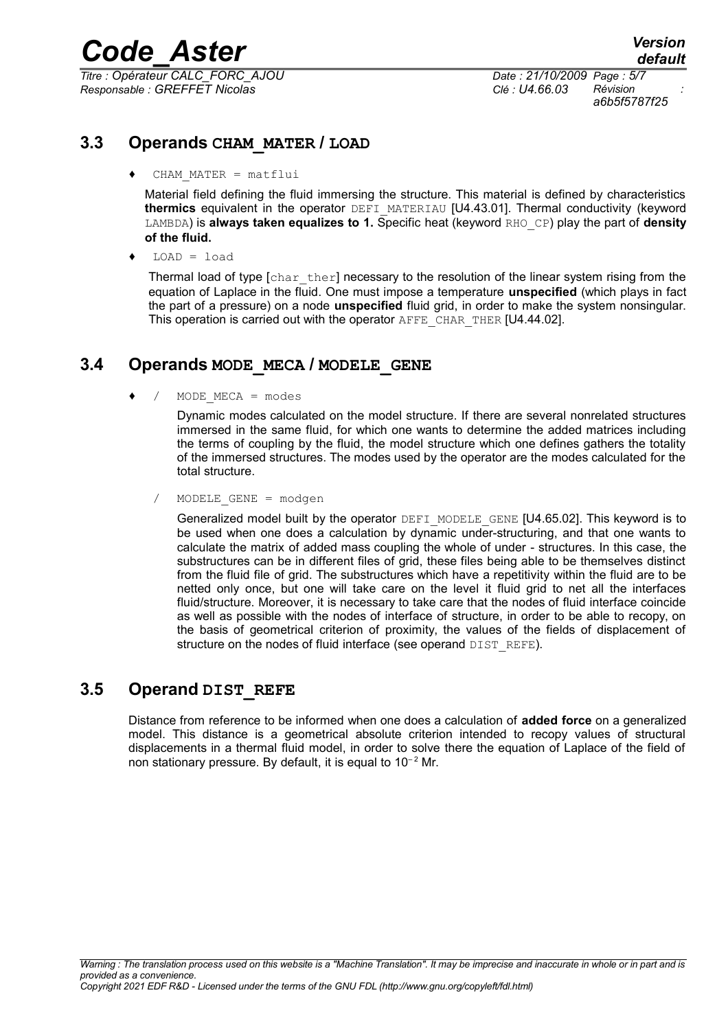## 3.3 Operands CHAM_MATER / LOAD

♦ CHAM_MATER = matflui

Material field defining the fluid immersing the structure. This material is defined by characteristics **thermics** equivalent in the operator DEFI_MATERIAU [U4.43.01]. Thermal conductivity (keyword LAMBDA) is **always taken equalizes to 1.** Specific heat (keyword RHO_CP) play the part of **density of the fluid.**

♦ LOAD = load

Thermal load of type [char_ther] necessary to the resolution of the linear system rising from the equation of Laplace in the fluid. One must impose a temperature **unspecified** (which plays in fact the part of a pressure) on a node **unspecified** fluid grid, in order to make the system nonsingular. This operation is carried out with the operator AFFE_CHAR_THER [U4.44.02].

## 3.4 Operands MODE_MECA / MODELE_GENE

♦ / MODE_MECA = modes

Dynamic modes calculated on the model structure. If there are several nonrelated structures immersed in the same fluid, for which one wants to determine the added matrices including the terms of coupling by the fluid, the model structure which one defines gathers the totality of the immersed structures. The modes used by the operator are the modes calculated for the total structure.

/ MODELE_GENE = modgen

Generalized model built by the operator DEFI_MODELE_GENE [U4.65.02]. This keyword is to be used when one does a calculation by dynamic under-structuring, and that one wants to calculate the matrix of added mass coupling the whole of under - structures. In this case, the substructures can be in different files of grid, these files being able to be themselves distinct from the fluid file of grid. The substructures which have a repetitivity within the fluid are to be netted only once, but one will take care on the level it fluid grid to net all the interfaces fluid/structure. Moreover, it is necessary to take care that the nodes of fluid interface coincide as well as possible with the nodes of interface of structure, in order to be able to recopy, on the basis of geometrical criterion of proximity, the values of the fields of displacement of structure on the nodes of fluid interface (see operand DIST_REFE).

## 3.5 Operand DIST_REFE

Distance from reference to be informed when one does a calculation of **added force** on a generalized model. This distance is a geometrical absolute criterion intended to recopy values of structural displacements in a thermal fluid model, in order to solve there the equation of Laplace of the field of non stationary pressure. By default, it is equal to $10^{-2}$ Mr.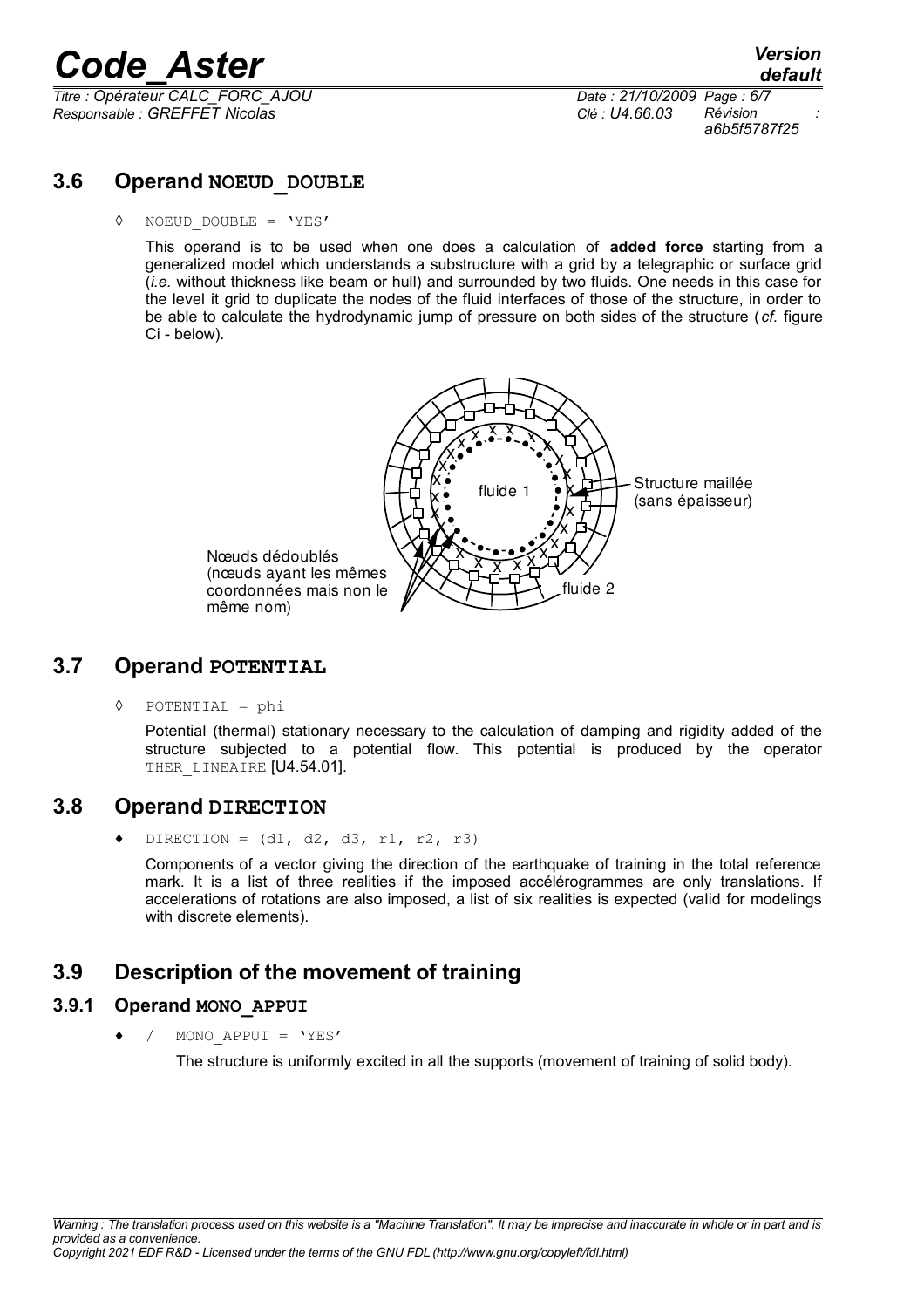## 3.6 Operand NOEUD_DOUBLE

◊ NOEUD_DOUBLE = 'YES'

This operand is to be used when one does a calculation of **added force** starting from a generalized model which understands a substructure with a grid by a telegraphic or surface grid (*i.e.* without thickness like beam or hull) and surrounded by two fluids. One needs in this case for the level it grid to duplicate the nodes of the fluid interfaces of those of the structure, in order to be able to calculate the hydrodynamic jump of pressure on both sides of the structure (*cf.* figure Ci - below).

Nœuds dédoublés (nœuds ayant les mêmes coordonnées mais non le même nom)

fluide 1

Structure maillée (sans épaisseur)

fluide 2

## 3.7 Operand POTENTIAL

◊ POTENTIAL = phi

Potential (thermal) stationary necessary to the calculation of damping and rigidity added of the structure subjected to a potential flow. This potential is produced by the operator THER_LINEAIRE [U4.54.01].

## 3.8 Operand DIRECTION

♦ DIRECTION = (d1, d2, d3, r1, r2, r3)

Components of a vector giving the direction of the earthquake of training in the total reference mark. It is a list of three realities if the imposed accélérogrammes are only translations. If accelerations of rotations are also imposed, a list of six realities is expected (valid for modelings with discrete elements).

## 3.9 Description of the movement of training

### 3.9.1 Operand MONO_APPUI

♦ / MONO_APPUI = 'YES'

The structure is uniformly excited in all the supports (movement of training of solid body).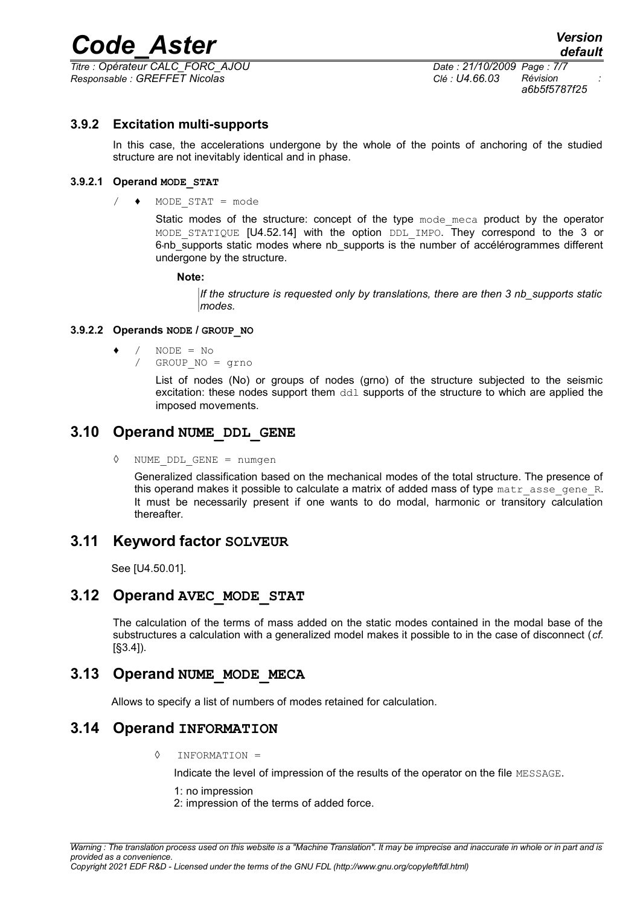### 3.9.2 Excitation multi-supports

In this case, the accelerations undergone by the whole of the points of anchoring of the studied structure are not inevitably identical and in phase.

#### 3.9.2.1 Operand MODE_STAT

/ ♦ MODE_STAT = mode

Static modes of the structure: concept of the type mode_meca product by the operator MODE_STATIQUE [U4.52.14] with the option DDL_IMPO. They correspond to the 3 or 6·nb_supports static modes where nb_supports is the number of accélérogrammes different undergone by the structure.

**Note:**

*If the structure is requested only by translations, there are then 3 nb_supports static modes.*

#### 3.9.2.2 Operands NODE / GROUP_NO

♦ / NODE = No
/ GROUP_NO = grno

List of nodes (No) or groups of nodes (grno) of the structure subjected to the seismic excitation: these nodes support them ddl supports of the structure to which are applied the imposed movements.

## 3.10 Operand NUME_DDL_GENE

◊ NUME_DDL_GENE = numgen

Generalized classification based on the mechanical modes of the total structure. The presence of this operand makes it possible to calculate a matrix of added mass of type matr_asse_gene_R. It must be necessarily present if one wants to do modal, harmonic or transitory calculation thereafter.

## 3.11 Keyword factor SOLVEUR

See [U4.50.01].

## 3.12 Operand AVEC_MODE_STAT

The calculation of the terms of mass added on the static modes contained in the modal base of the substructures a calculation with a generalized model makes it possible to in the case of disconnect (*cf.* [§3.4]).

## 3.13 Operand NUME_MODE_MECA

Allows to specify a list of numbers of modes retained for calculation.

## 3.14 Operand INFORMATION

◊ INFORMATION =

Indicate the level of impression of the results of the operator on the file MESSAGE.

1: no impression
2: impression of the terms of added force.